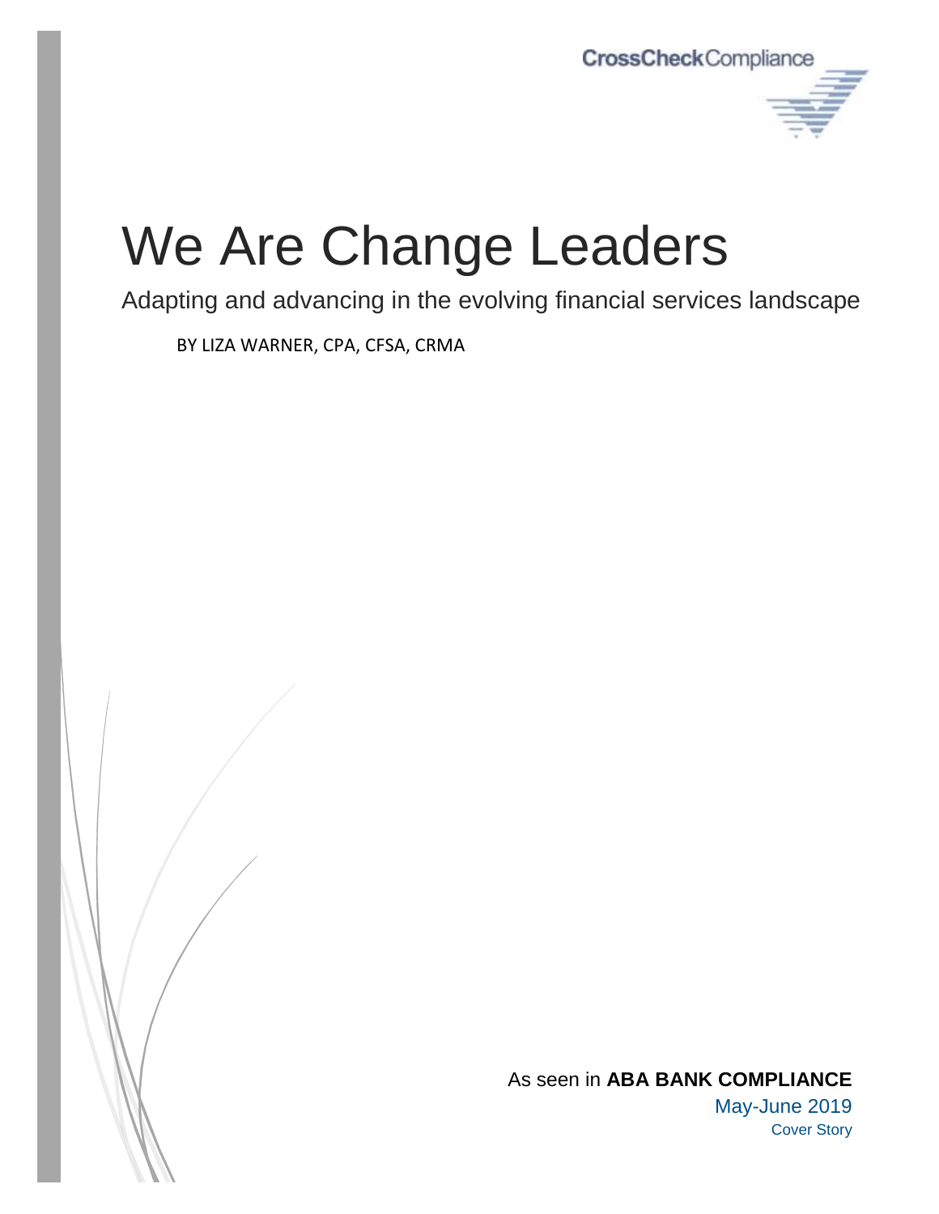CrossCheck Compliance

# We Are Change Leaders

Adapting and advancing in the evolving financial services landscape

BY LIZA WARNER, CPA, CFSA, CRMA

As seen in **ABA BANK COMPLIANCE**

May-June 2019

Cover Story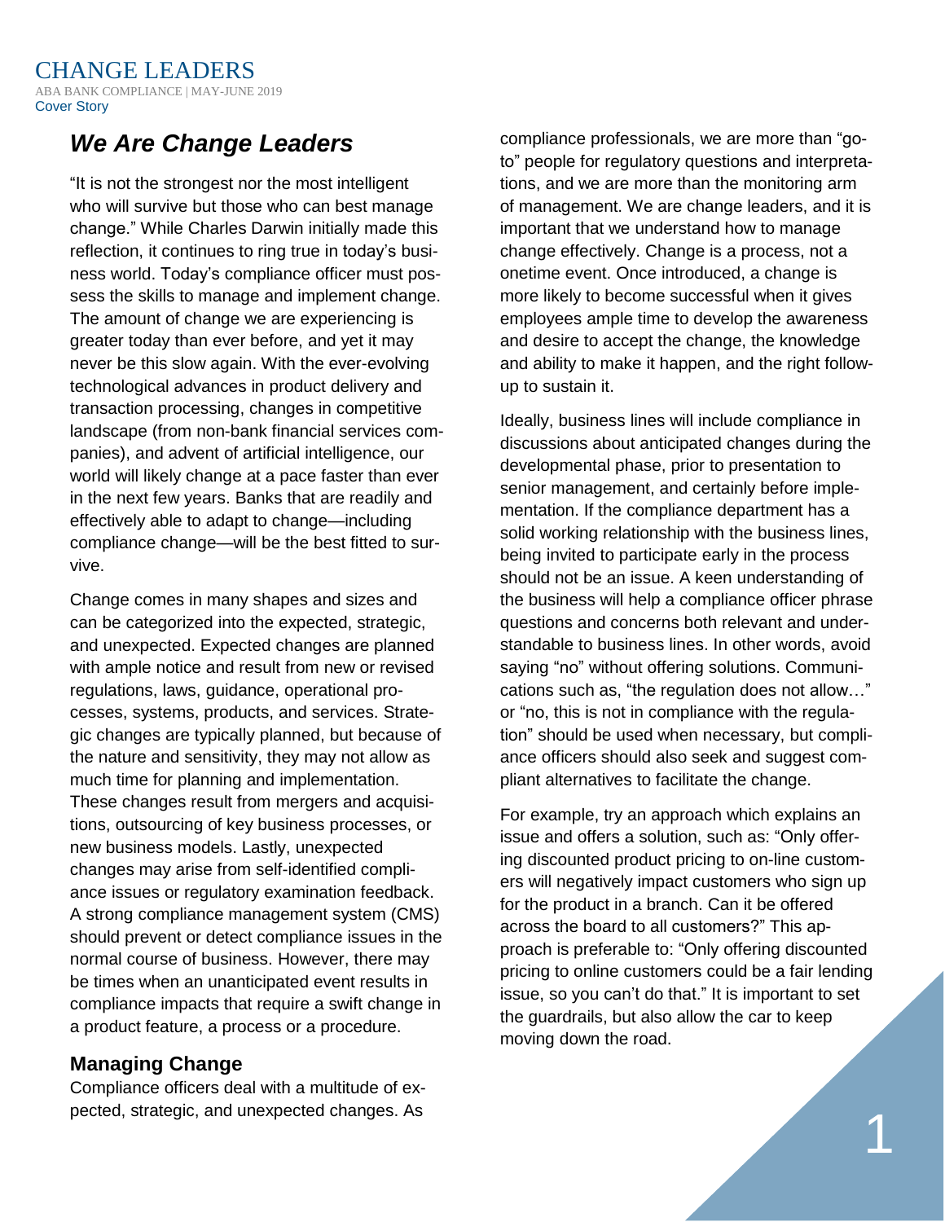## We Are Change Leaders

"It is not the strongest nor the most intelligent who will survive but those who can best manage change." While Charles Darwin initially made this reflection, it continues to ring true in today's business world. Today's compliance officer must possess the skills to manage and implement change. The amount of change we are experiencing is greater today than ever before, and yet it may never be this slow again. With the ever-evolving technological advances in product delivery and transaction processing, changes in competitive landscape (from non-bank financial services companies), and advent of artificial intelligence, our world will likely change at a pace faster than ever in the next few years. Banks that are readily and effectively able to adapt to change—including compliance change—will be the best fitted to survive.

Change comes in many shapes and sizes and can be categorized into the expected, strategic, and unexpected. Expected changes are planned with ample notice and result from new or revised regulations, laws, guidance, operational processes, systems, products, and services. Strategic changes are typically planned, but because of the nature and sensitivity, they may not allow as much time for planning and implementation. These changes result from mergers and acquisitions, outsourcing of key business processes, or new business models. Lastly, unexpected changes may arise from self-identified compliance issues or regulatory examination feedback. A strong compliance management system (CMS) should prevent or detect compliance issues in the normal course of business. However, there may be times when an unanticipated event results in compliance impacts that require a swift change in a product feature, a process or a procedure.

### Managing Change

Compliance officers deal with a multitude of expected, strategic, and unexpected changes. As compliance professionals, we are more than "go-to" people for regulatory questions and interpretations, and we are more than the monitoring arm of management. We are change leaders, and it is important that we understand how to manage change effectively. Change is a process, not a onetime event. Once introduced, a change is more likely to become successful when it gives employees ample time to develop the awareness and desire to accept the change, the knowledge and ability to make it happen, and the right follow-up to sustain it.

Ideally, business lines will include compliance in discussions about anticipated changes during the developmental phase, prior to presentation to senior management, and certainly before implementation. If the compliance department has a solid working relationship with the business lines, being invited to participate early in the process should not be an issue. A keen understanding of the business will help a compliance officer phrase questions and concerns both relevant and understandable to business lines. In other words, avoid saying "no" without offering solutions. Communications such as, "the regulation does not allow…" or "no, this is not in compliance with the regulation" should be used when necessary, but compliance officers should also seek and suggest compliant alternatives to facilitate the change.

For example, try an approach which explains an issue and offers a solution, such as: "Only offering discounted product pricing to on-line customers will negatively impact customers who sign up for the product in a branch. Can it be offered across the board to all customers?" This approach is preferable to: "Only offering discounted pricing to online customers could be a fair lending issue, so you can't do that." It is important to set the guardrails, but also allow the car to keep moving down the road.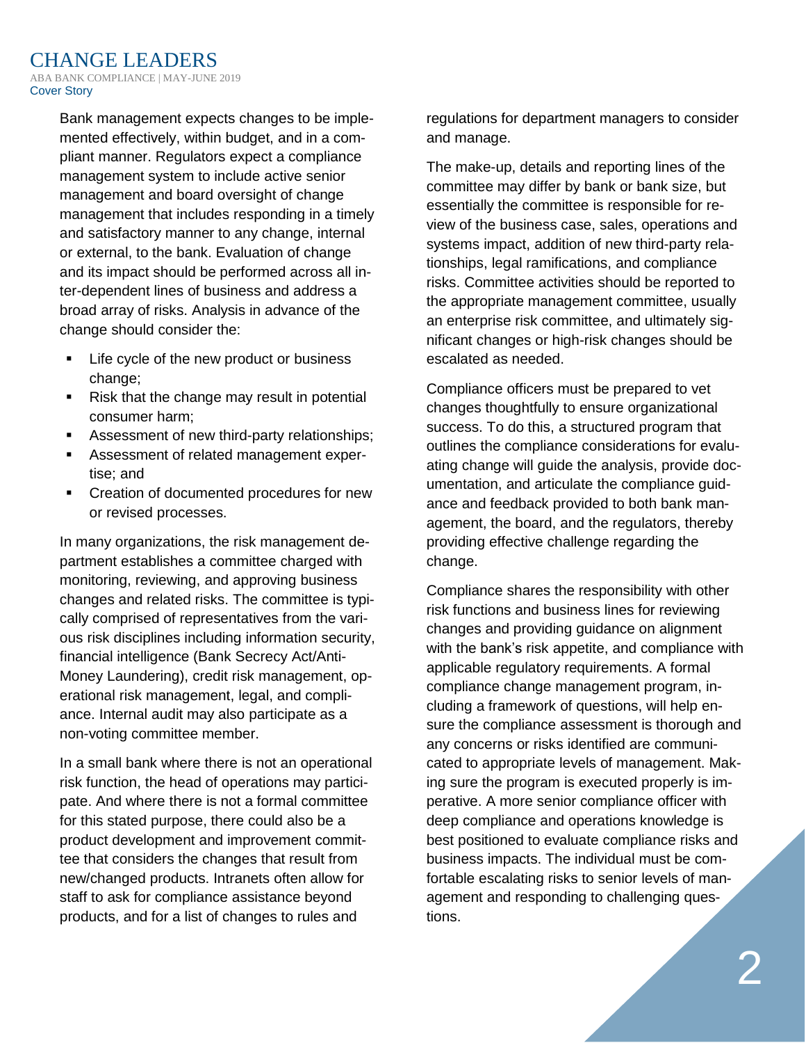Bank management expects changes to be implemented effectively, within budget, and in a compliant manner. Regulators expect a compliance management system to include active senior management and board oversight of change management that includes responding in a timely and satisfactory manner to any change, internal or external, to the bank. Evaluation of change and its impact should be performed across all inter-dependent lines of business and address a broad array of risks. Analysis in advance of the change should consider the:

- Life cycle of the new product or business change;
- Risk that the change may result in potential consumer harm;
- Assessment of new third-party relationships;
- Assessment of related management expertise; and
- Creation of documented procedures for new or revised processes.

In many organizations, the risk management department establishes a committee charged with monitoring, reviewing, and approving business changes and related risks. The committee is typically comprised of representatives from the various risk disciplines including information security, financial intelligence (Bank Secrecy Act/Anti-Money Laundering), credit risk management, operational risk management, legal, and compliance. Internal audit may also participate as a non-voting committee member.

In a small bank where there is not an operational risk function, the head of operations may participate. And where there is not a formal committee for this stated purpose, there could also be a product development and improvement committee that considers the changes that result from new/changed products. Intranets often allow for staff to ask for compliance assistance beyond products, and for a list of changes to rules and regulations for department managers to consider and manage.

The make-up, details and reporting lines of the committee may differ by bank or bank size, but essentially the committee is responsible for review of the business case, sales, operations and systems impact, addition of new third-party relationships, legal ramifications, and compliance risks. Committee activities should be reported to the appropriate management committee, usually an enterprise risk committee, and ultimately significant changes or high-risk changes should be escalated as needed.

Compliance officers must be prepared to vet changes thoughtfully to ensure organizational success. To do this, a structured program that outlines the compliance considerations for evaluating change will guide the analysis, provide documentation, and articulate the compliance guidance and feedback provided to both bank management, the board, and the regulators, thereby providing effective challenge regarding the change.

Compliance shares the responsibility with other risk functions and business lines for reviewing changes and providing guidance on alignment with the bank's risk appetite, and compliance with applicable regulatory requirements. A formal compliance change management program, including a framework of questions, will help ensure the compliance assessment is thorough and any concerns or risks identified are communicated to appropriate levels of management. Making sure the program is executed properly is imperative. A more senior compliance officer with deep compliance and operations knowledge is best positioned to evaluate compliance risks and business impacts. The individual must be comfortable escalating risks to senior levels of management and responding to challenging questions.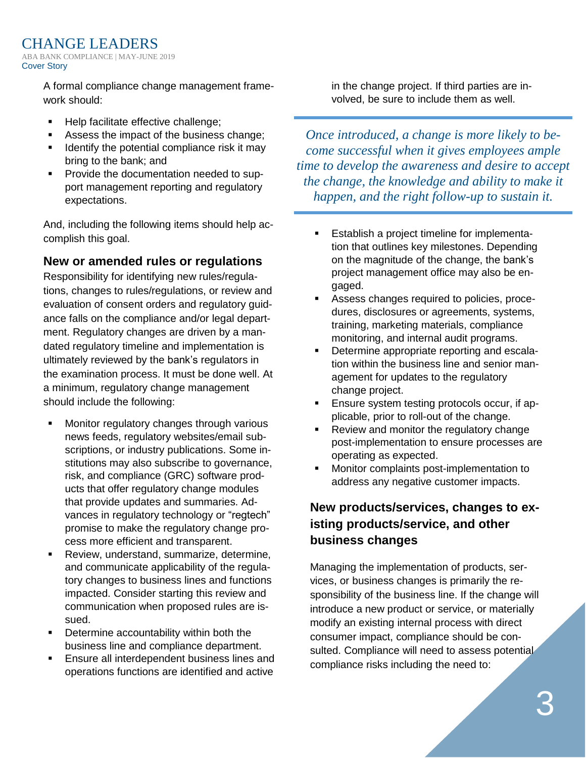A formal compliance change management framework should:

- Help facilitate effective challenge;
- Assess the impact of the business change;
- Identify the potential compliance risk it may bring to the bank; and
- Provide the documentation needed to support management reporting and regulatory expectations.

And, including the following items should help accomplish this goal.

### New or amended rules or regulations

Responsibility for identifying new rules/regulations, changes to rules/regulations, or review and evaluation of consent orders and regulatory guidance falls on the compliance and/or legal department. Regulatory changes are driven by a mandated regulatory timeline and implementation is ultimately reviewed by the bank's regulators in the examination process. It must be done well. At a minimum, regulatory change management should include the following:

- Monitor regulatory changes through various news feeds, regulatory websites/email subscriptions, or industry publications. Some institutions may also subscribe to governance, risk, and compliance (GRC) software products that offer regulatory change modules that provide updates and summaries. Advances in regulatory technology or "regtech" promise to make the regulatory change process more efficient and transparent.
- Review, understand, summarize, determine, and communicate applicability of the regulatory changes to business lines and functions impacted. Consider starting this review and communication when proposed rules are issued.
- Determine accountability within both the business line and compliance department.
- Ensure all interdependent business lines and operations functions are identified and active in the change project. If third parties are involved, be sure to include them as well.

*Once introduced, a change is more likely to become successful when it gives employees ample time to develop the awareness and desire to accept the change, the knowledge and ability to make it happen, and the right follow-up to sustain it.*

- Establish a project timeline for implementation that outlines key milestones. Depending on the magnitude of the change, the bank's project management office may also be engaged.
- Assess changes required to policies, procedures, disclosures or agreements, systems, training, marketing materials, compliance monitoring, and internal audit programs.
- Determine appropriate reporting and escalation within the business line and senior management for updates to the regulatory change project.
- Ensure system testing protocols occur, if applicable, prior to roll-out of the change.
- Review and monitor the regulatory change post-implementation to ensure processes are operating as expected.
- Monitor complaints post-implementation to address any negative customer impacts.

### New products/services, changes to existing products/service, and other business changes

Managing the implementation of products, services, or business changes is primarily the responsibility of the business line. If the change will introduce a new product or service, or materially modify an existing internal process with direct consumer impact, compliance should be consulted. Compliance will need to assess potential compliance risks including the need to: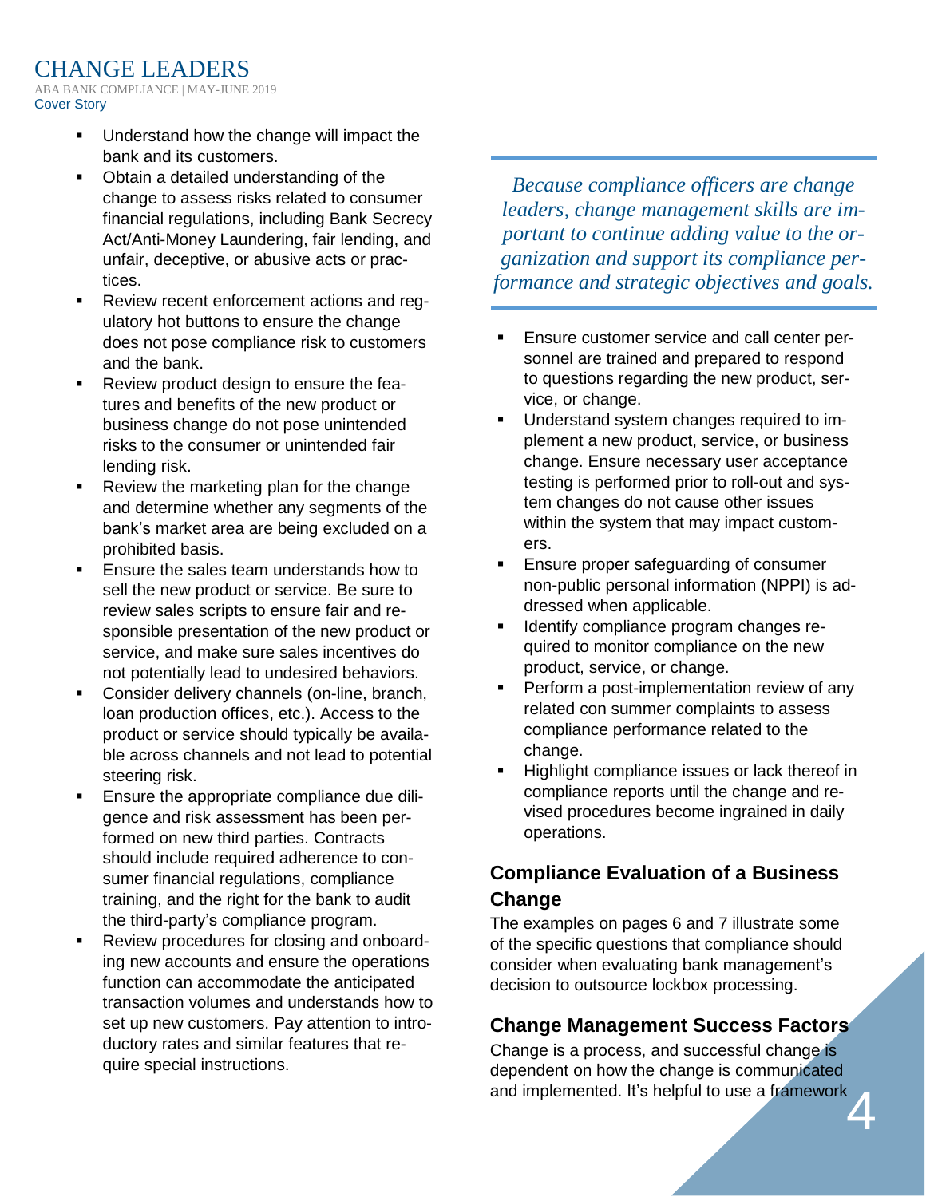- Understand how the change will impact the bank and its customers.
- Obtain a detailed understanding of the change to assess risks related to consumer financial regulations, including Bank Secrecy Act/Anti-Money Laundering, fair lending, and unfair, deceptive, or abusive acts or practices.
- Review recent enforcement actions and regulatory hot buttons to ensure the change does not pose compliance risk to customers and the bank.
- Review product design to ensure the features and benefits of the new product or business change do not pose unintended risks to the consumer or unintended fair lending risk.
- Review the marketing plan for the change and determine whether any segments of the bank's market area are being excluded on a prohibited basis.
- Ensure the sales team understands how to sell the new product or service. Be sure to review sales scripts to ensure fair and responsible presentation of the new product or service, and make sure sales incentives do not potentially lead to undesired behaviors.
- Consider delivery channels (on-line, branch, loan production offices, etc.). Access to the product or service should typically be available across channels and not lead to potential steering risk.
- Ensure the appropriate compliance due diligence and risk assessment has been performed on new third parties. Contracts should include required adherence to consumer financial regulations, compliance training, and the right for the bank to audit the third-party's compliance program.
- Review procedures for closing and onboarding new accounts and ensure the operations function can accommodate the anticipated transaction volumes and understands how to set up new customers. Pay attention to introductory rates and similar features that require special instructions.

> *Because compliance officers are change leaders, change management skills are important to continue adding value to the organization and support its compliance performance and strategic objectives and goals.*

- Ensure customer service and call center personnel are trained and prepared to respond to questions regarding the new product, service, or change.
- Understand system changes required to implement a new product, service, or business change. Ensure necessary user acceptance testing is performed prior to roll-out and system changes do not cause other issues within the system that may impact customers.
- Ensure proper safeguarding of consumer non-public personal information (NPPI) is addressed when applicable.
- Identify compliance program changes required to monitor compliance on the new product, service, or change.
- Perform a post-implementation review of any related con summer complaints to assess compliance performance related to the change.
- Highlight compliance issues or lack thereof in compliance reports until the change and revised procedures become ingrained in daily operations.

## Compliance Evaluation of a Business Change

The examples on pages 6 and 7 illustrate some of the specific questions that compliance should consider when evaluating bank management's decision to outsource lockbox processing.

## Change Management Success Factors

Change is a process, and successful change is dependent on how the change is communicated and implemented. It's helpful to use a framework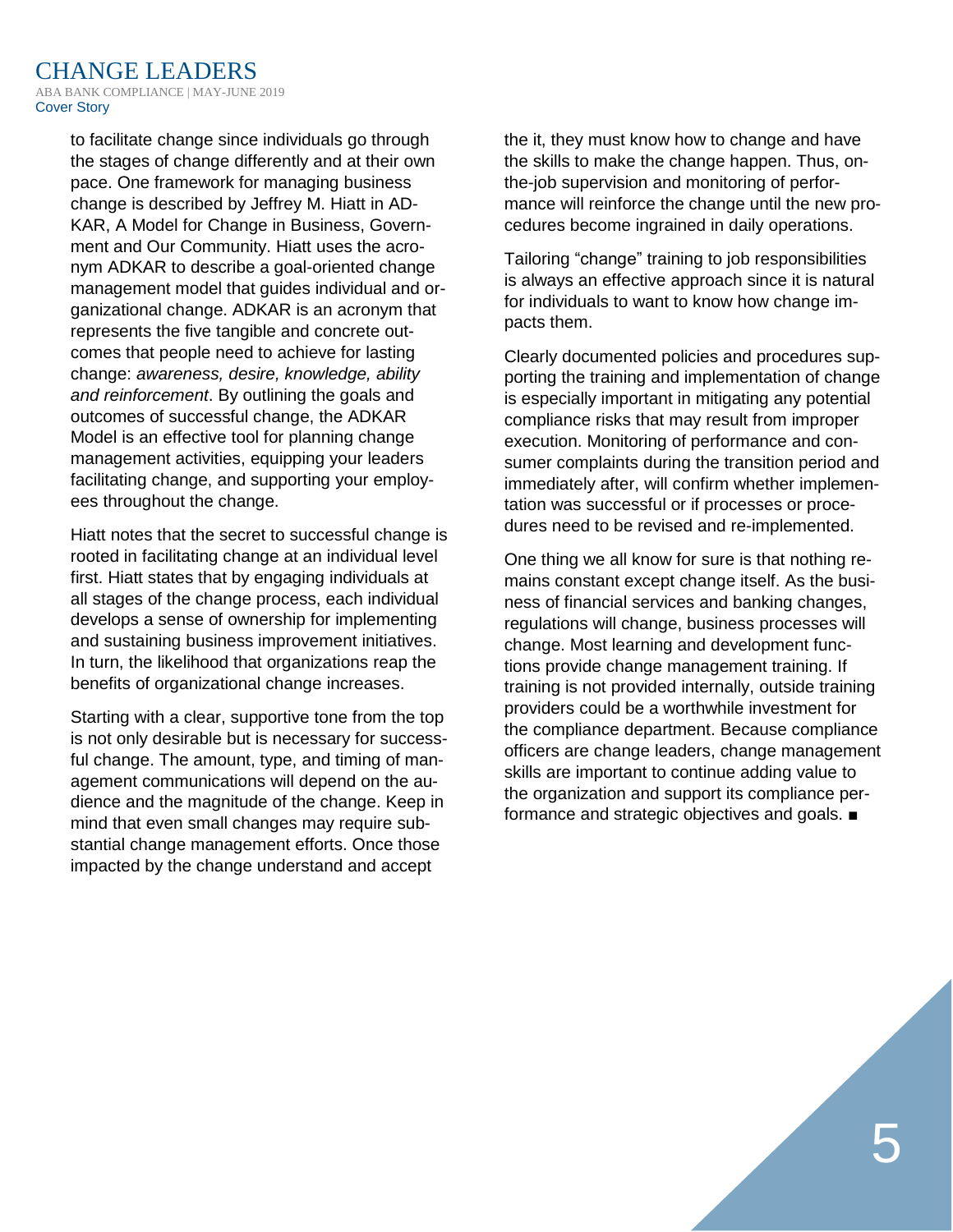to facilitate change since individuals go through the stages of change differently and at their own pace. One framework for managing business change is described by Jeffrey M. Hiatt in ADKAR, A Model for Change in Business, Government and Our Community. Hiatt uses the acronym ADKAR to describe a goal-oriented change management model that guides individual and organizational change. ADKAR is an acronym that represents the five tangible and concrete outcomes that people need to achieve for lasting change: *awareness, desire, knowledge, ability and reinforcement*. By outlining the goals and outcomes of successful change, the ADKAR Model is an effective tool for planning change management activities, equipping your leaders facilitating change, and supporting your employees throughout the change.

Hiatt notes that the secret to successful change is rooted in facilitating change at an individual level first. Hiatt states that by engaging individuals at all stages of the change process, each individual develops a sense of ownership for implementing and sustaining business improvement initiatives. In turn, the likelihood that organizations reap the benefits of organizational change increases.

Starting with a clear, supportive tone from the top is not only desirable but is necessary for successful change. The amount, type, and timing of management communications will depend on the audience and the magnitude of the change. Keep in mind that even small changes may require substantial change management efforts. Once those impacted by the change understand and accept the it, they must know how to change and have the skills to make the change happen. Thus, on-the-job supervision and monitoring of performance will reinforce the change until the new procedures become ingrained in daily operations.

Tailoring "change" training to job responsibilities is always an effective approach since it is natural for individuals to want to know how change impacts them.

Clearly documented policies and procedures supporting the training and implementation of change is especially important in mitigating any potential compliance risks that may result from improper execution. Monitoring of performance and consumer complaints during the transition period and immediately after, will confirm whether implementation was successful or if processes or procedures need to be revised and re-implemented.

One thing we all know for sure is that nothing remains constant except change itself. As the business of financial services and banking changes, regulations will change, business processes will change. Most learning and development functions provide change management training. If training is not provided internally, outside training providers could be a worthwhile investment for the compliance department. Because compliance officers are change leaders, change management skills are important to continue adding value to the organization and support its compliance performance and strategic objectives and goals. ■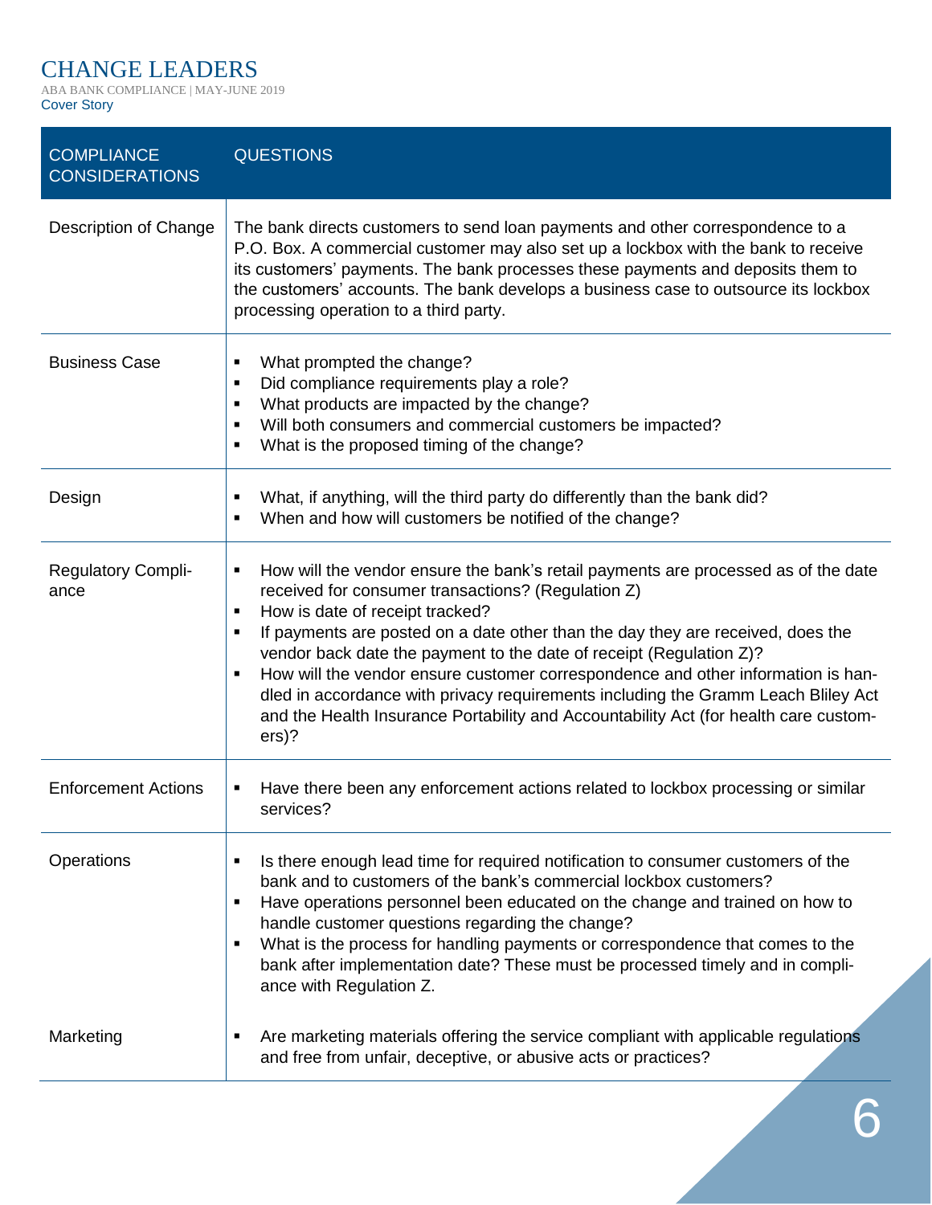| COMPLIANCE CONSIDERATIONS | QUESTIONS |
|---|---|
| Description of Change | The bank directs customers to send loan payments and other correspondence to a P.O. Box. A commercial customer may also set up a lockbox with the bank to receive its customers' payments. The bank processes these payments and deposits them to the customers' accounts. The bank develops a business case to outsource its lockbox processing operation to a third party. |
| Business Case | ▪ What prompted the change?<br>▪ Did compliance requirements play a role?<br>▪ What products are impacted by the change?<br>▪ Will both consumers and commercial customers be impacted?<br>▪ What is the proposed timing of the change? |
| Design | ▪ What, if anything, will the third party do differently than the bank did?<br>▪ When and how will customers be notified of the change? |
| Regulatory Compliance | ▪ How will the vendor ensure the bank's retail payments are processed as of the date received for consumer transactions? (Regulation Z)<br>▪ How is date of receipt tracked?<br>▪ If payments are posted on a date other than the day they are received, does the vendor back date the payment to the date of receipt (Regulation Z)?<br>▪ How will the vendor ensure customer correspondence and other information is handled in accordance with privacy requirements including the Gramm Leach Bliley Act and the Health Insurance Portability and Accountability Act (for health care customers)? |
| Enforcement Actions | ▪ Have there been any enforcement actions related to lockbox processing or similar services? |
| Operations | ▪ Is there enough lead time for required notification to consumer customers of the bank and to customers of the bank's commercial lockbox customers?<br>▪ Have operations personnel been educated on the change and trained on how to handle customer questions regarding the change?<br>▪ What is the process for handling payments or correspondence that comes to the bank after implementation date? These must be processed timely and in compliance with Regulation Z. |
| Marketing | ▪ Are marketing materials offering the service compliant with applicable regulations and free from unfair, deceptive, or abusive acts or practices? |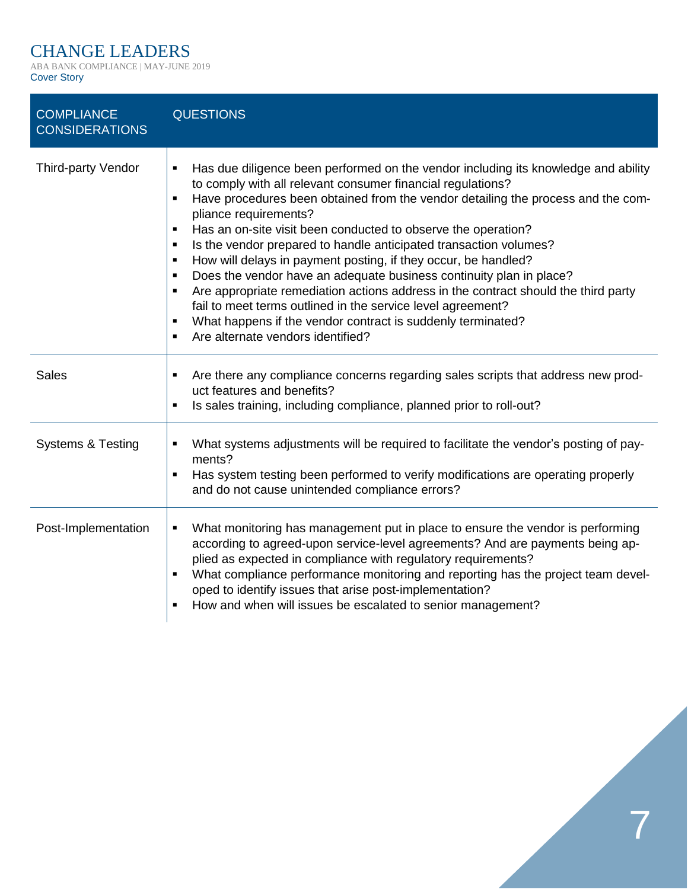| COMPLIANCE CONSIDERATIONS | QUESTIONS |
|---|---|
| Third-party Vendor | ▪ Has due diligence been performed on the vendor including its knowledge and ability to comply with all relevant consumer financial regulations?<br>▪ Have procedures been obtained from the vendor detailing the process and the compliance requirements?<br>▪ Has an on-site visit been conducted to observe the operation?<br>▪ Is the vendor prepared to handle anticipated transaction volumes?<br>▪ How will delays in payment posting, if they occur, be handled?<br>▪ Does the vendor have an adequate business continuity plan in place?<br>▪ Are appropriate remediation actions address in the contract should the third party fail to meet terms outlined in the service level agreement?<br>▪ What happens if the vendor contract is suddenly terminated?<br>▪ Are alternate vendors identified? |
| Sales | ▪ Are there any compliance concerns regarding sales scripts that address new product features and benefits?<br>▪ Is sales training, including compliance, planned prior to roll-out? |
| Systems & Testing | ▪ What systems adjustments will be required to facilitate the vendor's posting of payments?<br>▪ Has system testing been performed to verify modifications are operating properly and do not cause unintended compliance errors? |
| Post-Implementation | ▪ What monitoring has management put in place to ensure the vendor is performing according to agreed-upon service-level agreements? And are payments being applied as expected in compliance with regulatory requirements?<br>▪ What compliance performance monitoring and reporting has the project team developed to identify issues that arise post-implementation?<br>▪ How and when will issues be escalated to senior management? |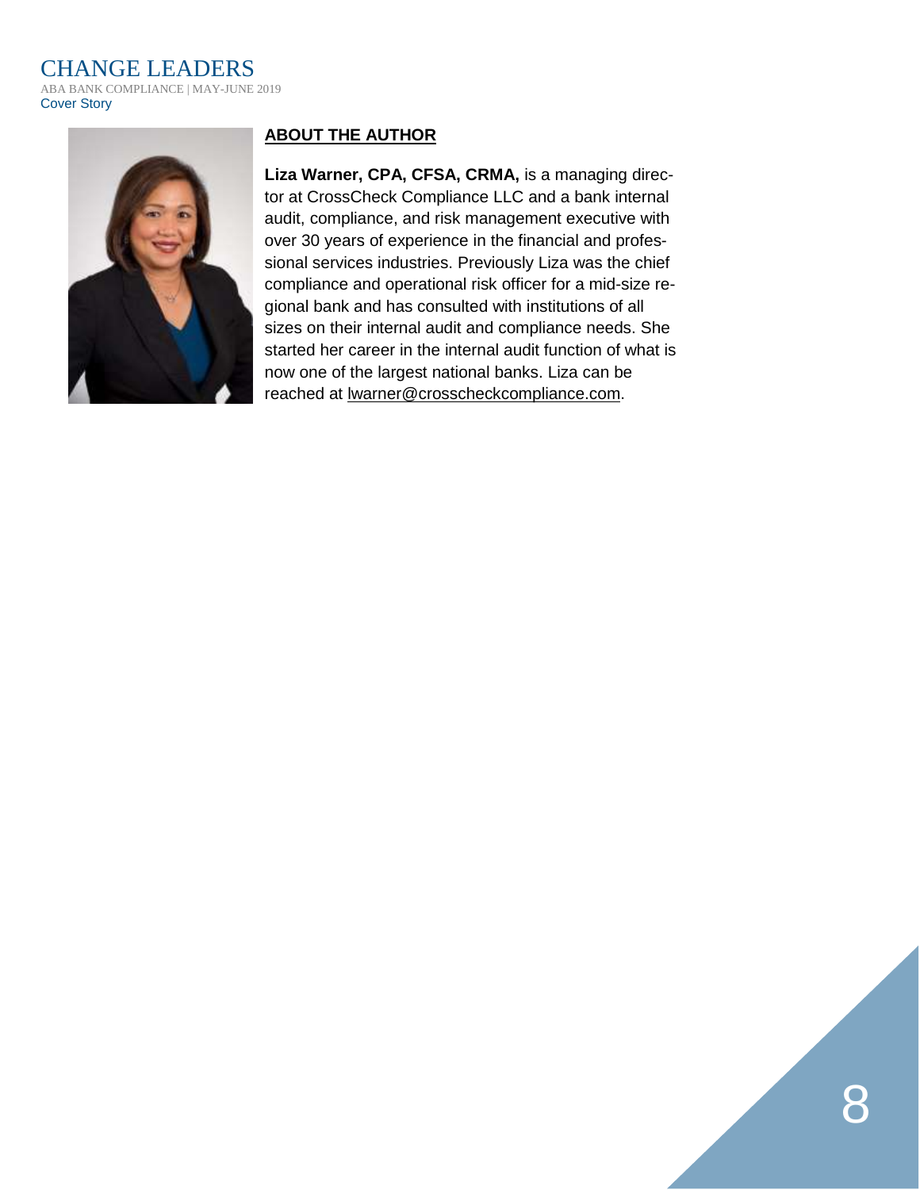## ABOUT THE AUTHOR

**Liza Warner, CPA, CFSA, CRMA,** is a managing director at CrossCheck Compliance LLC and a bank internal audit, compliance, and risk management executive with over 30 years of experience in the financial and professional services industries. Previously Liza was the chief compliance and operational risk officer for a mid-size regional bank and has consulted with institutions of all sizes on their internal audit and compliance needs. She started her career in the internal audit function of what is now one of the largest national banks. Liza can be reached at lwarner@crosscheckcompliance.com.